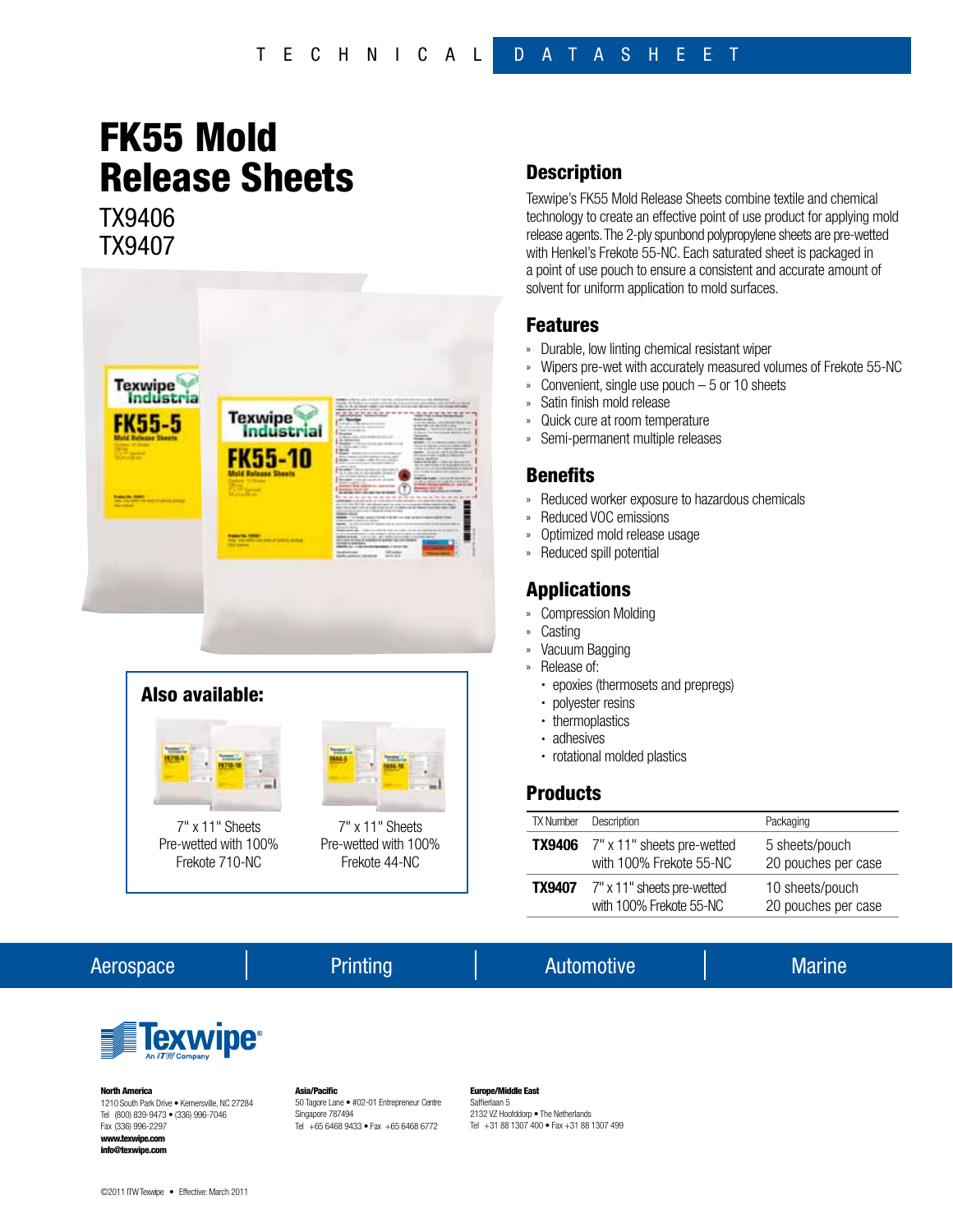TECHNICAL DATASHEET

# FK55 Mold Release Sheets

TX9406
TX9407

## Also available:

7" x 11" Sheets
Pre-wetted with 100%
Frekote 710-NC

7" x 11" Sheets
Pre-wetted with 100%
Frekote 44-NC

## Description

Texwipe's FK55 Mold Release Sheets combine textile and chemical technology to create an effective point of use product for applying mold release agents. The 2-ply spunbond polypropylene sheets are pre-wetted with Henkel's Frekote 55-NC. Each saturated sheet is packaged in a point of use pouch to ensure a consistent and accurate amount of solvent for uniform application to mold surfaces.

## Features

- Durable, low linting chemical resistant wiper
- Wipers pre-wet with accurately measured volumes of Frekote 55-NC
- Convenient, single use pouch – 5 or 10 sheets
- Satin finish mold release
- Quick cure at room temperature
- Semi-permanent multiple releases

## Benefits

- Reduced worker exposure to hazardous chemicals
- Reduced VOC emissions
- Optimized mold release usage
- Reduced spill potential

## Applications

- Compression Molding
- Casting
- Vacuum Bagging
- Release of:
  - epoxies (thermosets and prepregs)
  - polyester resins
  - thermoplastics
  - adhesives
  - rotational molded plastics

## Products

| TX Number | Description | Packaging |
|---|---|---|
| **TX9406** | 7" x 11" sheets pre-wetted with 100% Frekote 55-NC | 5 sheets/pouch 20 pouches per case |
| **TX9407** | 7" x 11" sheets pre-wetted with 100% Frekote 55-NC | 10 sheets/pouch 20 pouches per case |

Aerospace | Printing | Automotive | Marine

Texwipe® An ITW Company

**North America**
1210 South Park Drive • Kernersville, NC 27284
Tel (800) 839-9473 • (336) 996-7046
Fax (336) 996-2297
**www.texwipe.com**
**info@texwipe.com**

**Asia/Pacific**
50 Tagore Lane • #02-01 Entrepreneur Centre
Singapore 787494
Tel +65 6468 9433 • Fax +65 6468 6772

**Europe/Middle East**
Saffierlaan 5
2132 VZ Hoofddorp • The Netherlands
Tel +31 88 1307 400 • Fax +31 88 1307 499

©2011 ITW Texwipe • Effective: March 2011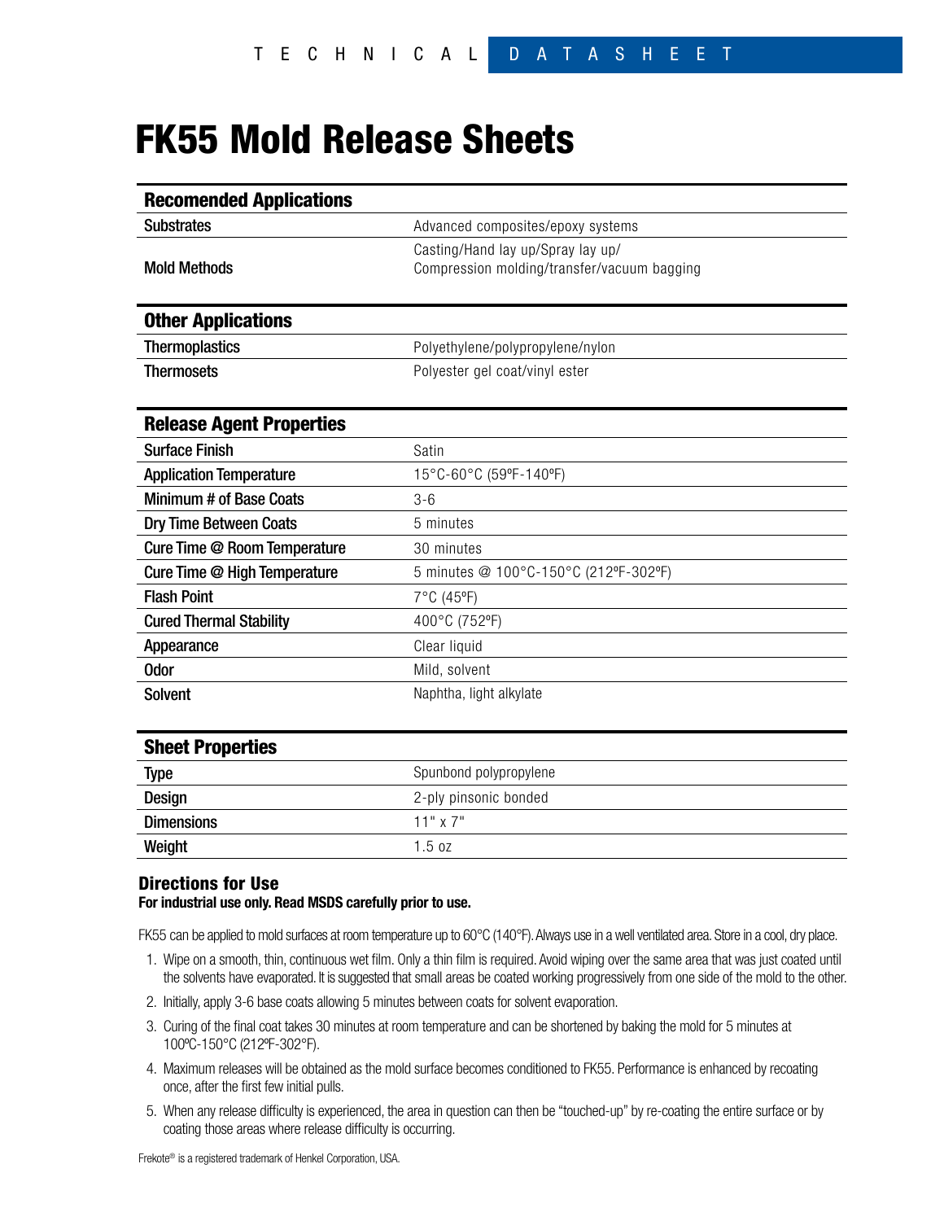TECHNICAL DATASHEET

# FK55 Mold Release Sheets

| Recomended Applications | |
|---|---|
| Substrates | Advanced composites/epoxy systems |
| Mold Methods | Casting/Hand lay up/Spray lay up/ Compression molding/transfer/vacuum bagging |

| Other Applications | |
|---|---|
| Thermoplastics | Polyethylene/polypropylene/nylon |
| Thermosets | Polyester gel coat/vinyl ester |

| Release Agent Properties | |
|---|---|
| Surface Finish | Satin |
| Application Temperature | 15°C-60°C (59ºF-140ºF) |
| Minimum # of Base Coats | 3-6 |
| Dry Time Between Coats | 5 minutes |
| Cure Time @ Room Temperature | 30 minutes |
| Cure Time @ High Temperature | 5 minutes @ 100°C-150°C (212ºF-302ºF) |
| Flash Point | 7°C (45ºF) |
| Cured Thermal Stability | 400°C (752ºF) |
| Appearance | Clear liquid |
| Odor | Mild, solvent |
| Solvent | Naphtha, light alkylate |

| Sheet Properties | |
|---|---|
| Type | Spunbond polypropylene |
| Design | 2-ply pinsonic bonded |
| Dimensions | 11" x 7" |
| Weight | 1.5 oz |

## Directions for Use

**For industrial use only. Read MSDS carefully prior to use.**

FK55 can be applied to mold surfaces at room temperature up to 60°C (140°F). Always use in a well ventilated area. Store in a cool, dry place.

1. Wipe on a smooth, thin, continuous wet film. Only a thin film is required. Avoid wiping over the same area that was just coated until the solvents have evaporated. It is suggested that small areas be coated working progressively from one side of the mold to the other.
2. Initially, apply 3-6 base coats allowing 5 minutes between coats for solvent evaporation.
3. Curing of the final coat takes 30 minutes at room temperature and can be shortened by baking the mold for 5 minutes at 100ºC-150°C (212ºF-302°F).
4. Maximum releases will be obtained as the mold surface becomes conditioned to FK55. Performance is enhanced by recoating once, after the first few initial pulls.
5. When any release difficulty is experienced, the area in question can then be "touched-up" by re-coating the entire surface or by coating those areas where release difficulty is occurring.

Frekote® is a registered trademark of Henkel Corporation, USA.